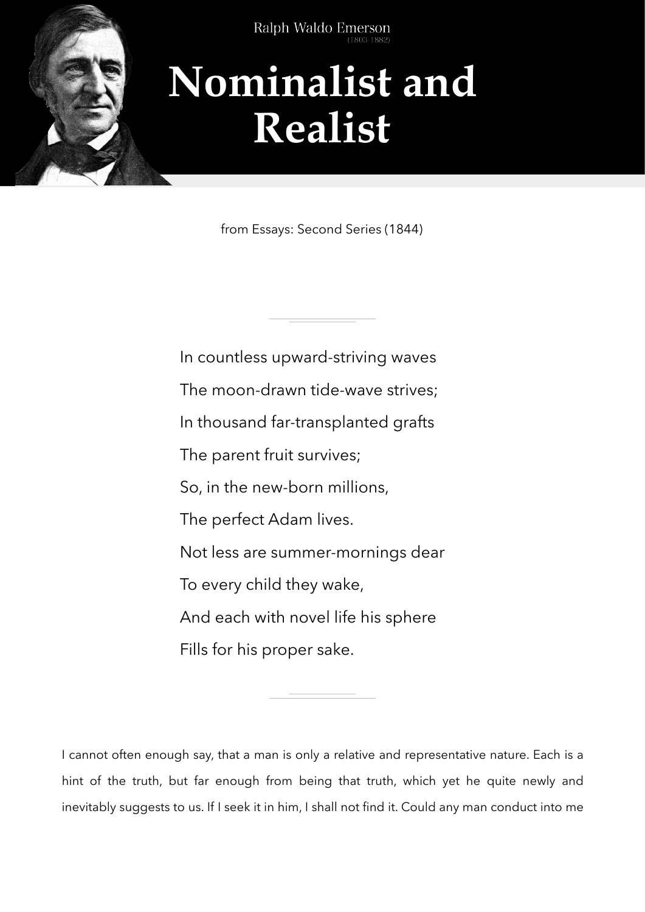Ralph Waldo Emerson
(1803-1882)

# Nominalist and Realist

from Essays: Second Series (1844)

In countless upward-striving waves
The moon-drawn tide-wave strives;
In thousand far-transplanted grafts
The parent fruit survives;
So, in the new-born millions,
The perfect Adam lives.
Not less are summer-mornings dear
To every child they wake,
And each with novel life his sphere
Fills for his proper sake.

I cannot often enough say, that a man is only a relative and representative nature. Each is a hint of the truth, but far enough from being that truth, which yet he quite newly and inevitably suggests to us. If I seek it in him, I shall not find it. Could any man conduct into me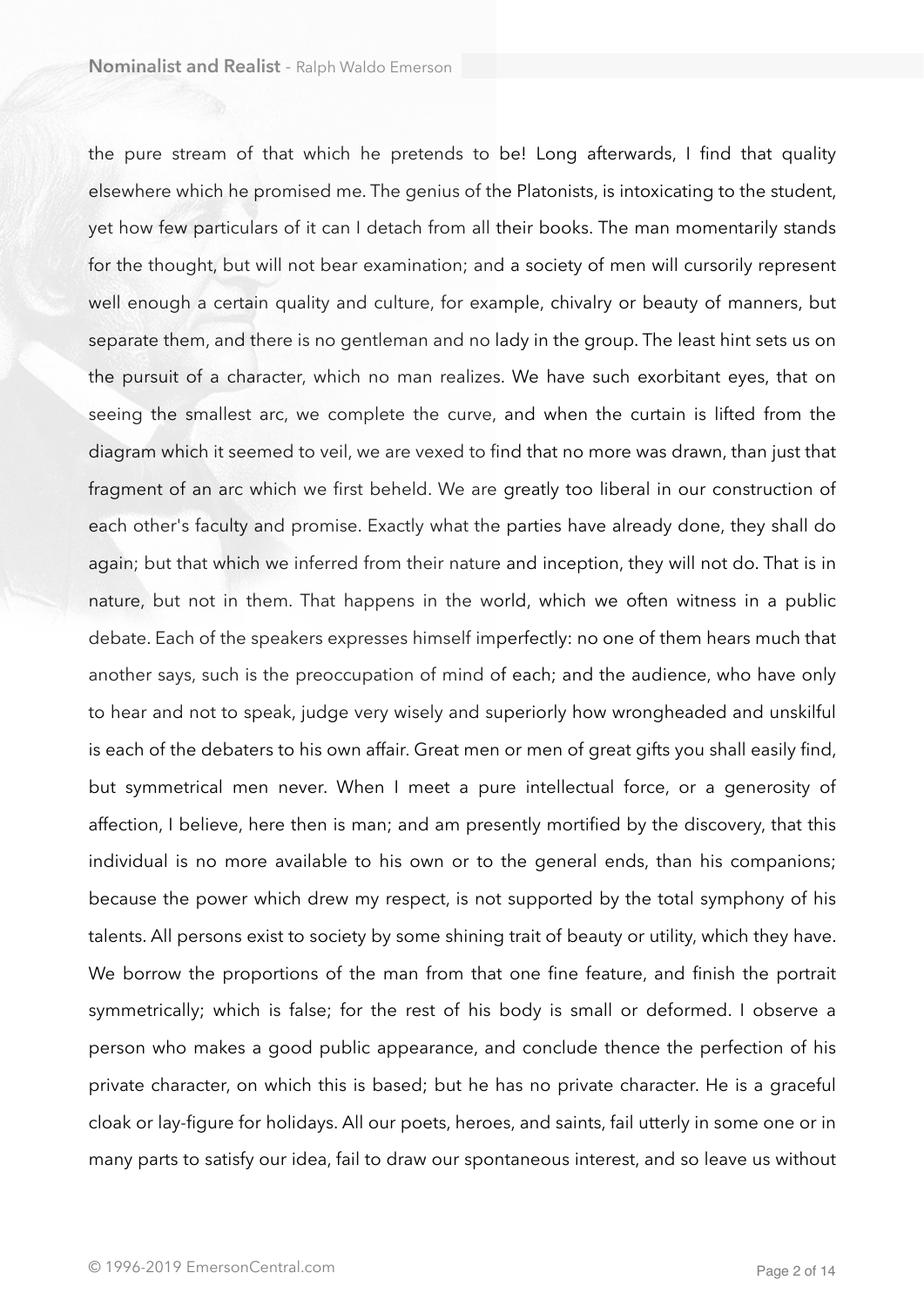the pure stream of that which he pretends to be! Long afterwards, I find that quality elsewhere which he promised me. The genius of the Platonists, is intoxicating to the student, yet how few particulars of it can I detach from all their books. The man momentarily stands for the thought, but will not bear examination; and a society of men will cursorily represent well enough a certain quality and culture, for example, chivalry or beauty of manners, but separate them, and there is no gentleman and no lady in the group. The least hint sets us on the pursuit of a character, which no man realizes. We have such exorbitant eyes, that on seeing the smallest arc, we complete the curve, and when the curtain is lifted from the diagram which it seemed to veil, we are vexed to find that no more was drawn, than just that fragment of an arc which we first beheld. We are greatly too liberal in our construction of each other's faculty and promise. Exactly what the parties have already done, they shall do again; but that which we inferred from their nature and inception, they will not do. That is in nature, but not in them. That happens in the world, which we often witness in a public debate. Each of the speakers expresses himself imperfectly: no one of them hears much that another says, such is the preoccupation of mind of each; and the audience, who have only to hear and not to speak, judge very wisely and superiorly how wrongheaded and unskilful is each of the debaters to his own affair. Great men or men of great gifts you shall easily find, but symmetrical men never. When I meet a pure intellectual force, or a generosity of affection, I believe, here then is man; and am presently mortified by the discovery, that this individual is no more available to his own or to the general ends, than his companions; because the power which drew my respect, is not supported by the total symphony of his talents. All persons exist to society by some shining trait of beauty or utility, which they have. We borrow the proportions of the man from that one fine feature, and finish the portrait symmetrically; which is false; for the rest of his body is small or deformed. I observe a person who makes a good public appearance, and conclude thence the perfection of his private character, on which this is based; but he has no private character. He is a graceful cloak or lay-figure for holidays. All our poets, heroes, and saints, fail utterly in some one or in many parts to satisfy our idea, fail to draw our spontaneous interest, and so leave us without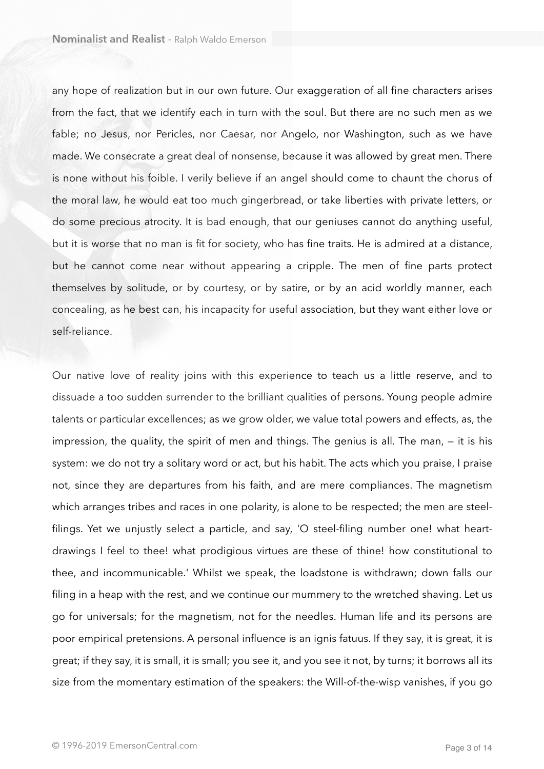any hope of realization but in our own future. Our exaggeration of all fine characters arises from the fact, that we identify each in turn with the soul. But there are no such men as we fable; no Jesus, nor Pericles, nor Caesar, nor Angelo, nor Washington, such as we have made. We consecrate a great deal of nonsense, because it was allowed by great men. There is none without his foible. I verily believe if an angel should come to chaunt the chorus of the moral law, he would eat too much gingerbread, or take liberties with private letters, or do some precious atrocity. It is bad enough, that our geniuses cannot do anything useful, but it is worse that no man is fit for society, who has fine traits. He is admired at a distance, but he cannot come near without appearing a cripple. The men of fine parts protect themselves by solitude, or by courtesy, or by satire, or by an acid worldly manner, each concealing, as he best can, his incapacity for useful association, but they want either love or self-reliance.

Our native love of reality joins with this experience to teach us a little reserve, and to dissuade a too sudden surrender to the brilliant qualities of persons. Young people admire talents or particular excellences; as we grow older, we value total powers and effects, as, the impression, the quality, the spirit of men and things. The genius is all. The man, — it is his system: we do not try a solitary word or act, but his habit. The acts which you praise, I praise not, since they are departures from his faith, and are mere compliances. The magnetism which arranges tribes and races in one polarity, is alone to be respected; the men are steel-filings. Yet we unjustly select a particle, and say, 'O steel-filing number one! what heart-drawings I feel to thee! what prodigious virtues are these of thine! how constitutional to thee, and incommunicable.' Whilst we speak, the loadstone is withdrawn; down falls our filing in a heap with the rest, and we continue our mummery to the wretched shaving. Let us go for universals; for the magnetism, not for the needles. Human life and its persons are poor empirical pretensions. A personal influence is an ignis fatuus. If they say, it is great, it is great; if they say, it is small, it is small; you see it, and you see it not, by turns; it borrows all its size from the momentary estimation of the speakers: the Will-of-the-wisp vanishes, if you go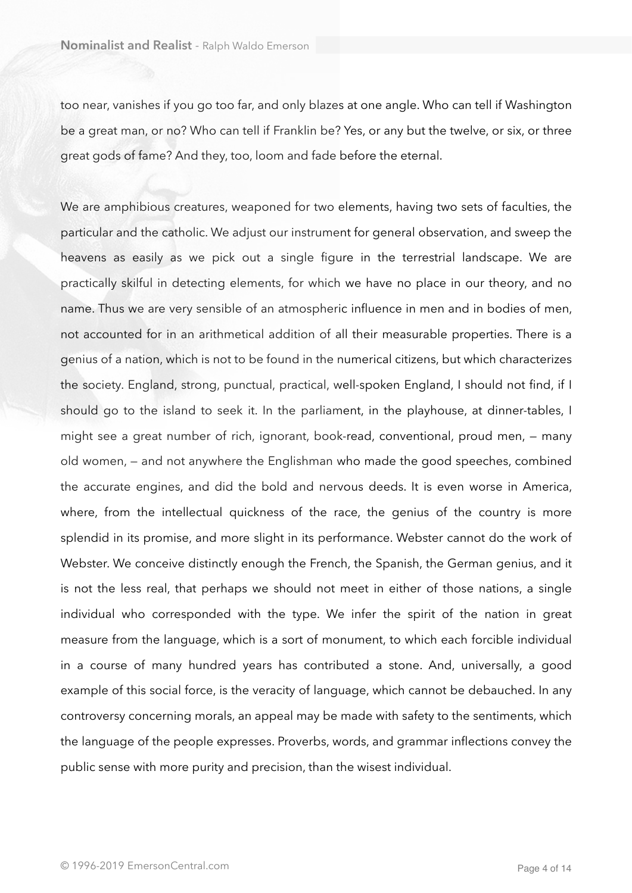too near, vanishes if you go too far, and only blazes at one angle. Who can tell if Washington be a great man, or no? Who can tell if Franklin be? Yes, or any but the twelve, or six, or three great gods of fame? And they, too, loom and fade before the eternal.

We are amphibious creatures, weaponed for two elements, having two sets of faculties, the particular and the catholic. We adjust our instrument for general observation, and sweep the heavens as easily as we pick out a single figure in the terrestrial landscape. We are practically skilful in detecting elements, for which we have no place in our theory, and no name. Thus we are very sensible of an atmospheric influence in men and in bodies of men, not accounted for in an arithmetical addition of all their measurable properties. There is a genius of a nation, which is not to be found in the numerical citizens, but which characterizes the society. England, strong, punctual, practical, well-spoken England, I should not find, if I should go to the island to seek it. In the parliament, in the playhouse, at dinner-tables, I might see a great number of rich, ignorant, book-read, conventional, proud men, — many old women, — and not anywhere the Englishman who made the good speeches, combined the accurate engines, and did the bold and nervous deeds. It is even worse in America, where, from the intellectual quickness of the race, the genius of the country is more splendid in its promise, and more slight in its performance. Webster cannot do the work of Webster. We conceive distinctly enough the French, the Spanish, the German genius, and it is not the less real, that perhaps we should not meet in either of those nations, a single individual who corresponded with the type. We infer the spirit of the nation in great measure from the language, which is a sort of monument, to which each forcible individual in a course of many hundred years has contributed a stone. And, universally, a good example of this social force, is the veracity of language, which cannot be debauched. In any controversy concerning morals, an appeal may be made with safety to the sentiments, which the language of the people expresses. Proverbs, words, and grammar inflections convey the public sense with more purity and precision, than the wisest individual.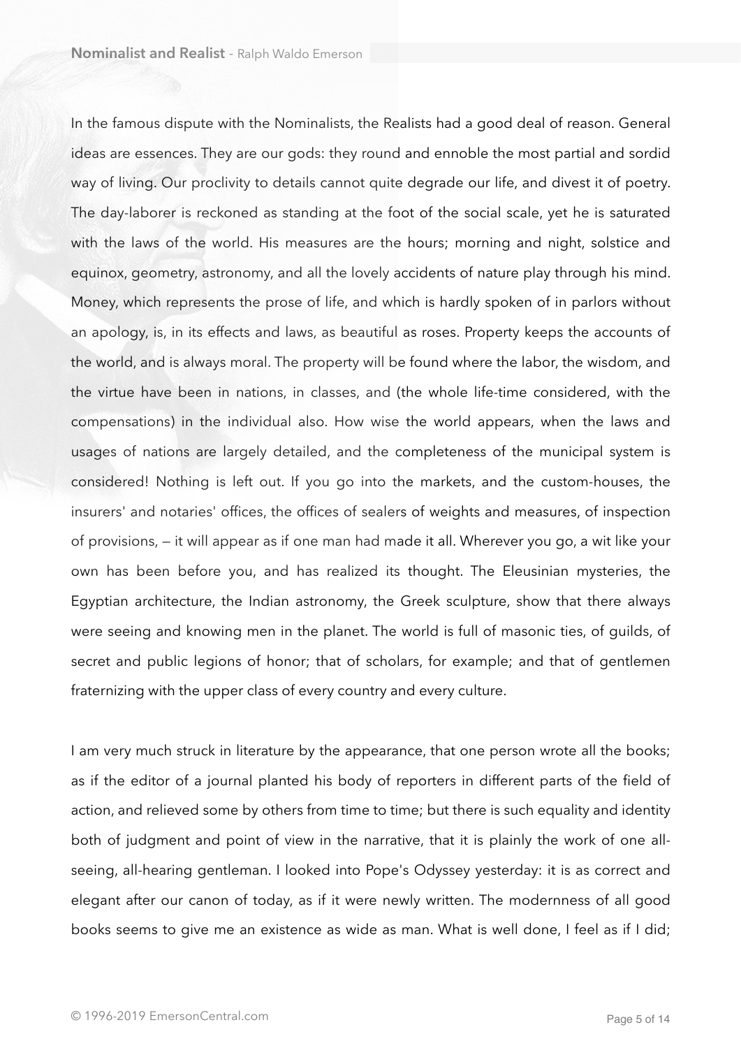In the famous dispute with the Nominalists, the Realists had a good deal of reason. General ideas are essences. They are our gods: they round and ennoble the most partial and sordid way of living. Our proclivity to details cannot quite degrade our life, and divest it of poetry. The day-laborer is reckoned as standing at the foot of the social scale, yet he is saturated with the laws of the world. His measures are the hours; morning and night, solstice and equinox, geometry, astronomy, and all the lovely accidents of nature play through his mind. Money, which represents the prose of life, and which is hardly spoken of in parlors without an apology, is, in its effects and laws, as beautiful as roses. Property keeps the accounts of the world, and is always moral. The property will be found where the labor, the wisdom, and the virtue have been in nations, in classes, and (the whole life-time considered, with the compensations) in the individual also. How wise the world appears, when the laws and usages of nations are largely detailed, and the completeness of the municipal system is considered! Nothing is left out. If you go into the markets, and the custom-houses, the insurers' and notaries' offices, the offices of sealers of weights and measures, of inspection of provisions, — it will appear as if one man had made it all. Wherever you go, a wit like your own has been before you, and has realized its thought. The Eleusinian mysteries, the Egyptian architecture, the Indian astronomy, the Greek sculpture, show that there always were seeing and knowing men in the planet. The world is full of masonic ties, of guilds, of secret and public legions of honor; that of scholars, for example; and that of gentlemen fraternizing with the upper class of every country and every culture.

I am very much struck in literature by the appearance, that one person wrote all the books; as if the editor of a journal planted his body of reporters in different parts of the field of action, and relieved some by others from time to time; but there is such equality and identity both of judgment and point of view in the narrative, that it is plainly the work of one all-seeing, all-hearing gentleman. I looked into Pope's Odyssey yesterday: it is as correct and elegant after our canon of today, as if it were newly written. The modernness of all good books seems to give me an existence as wide as man. What is well done, I feel as if I did;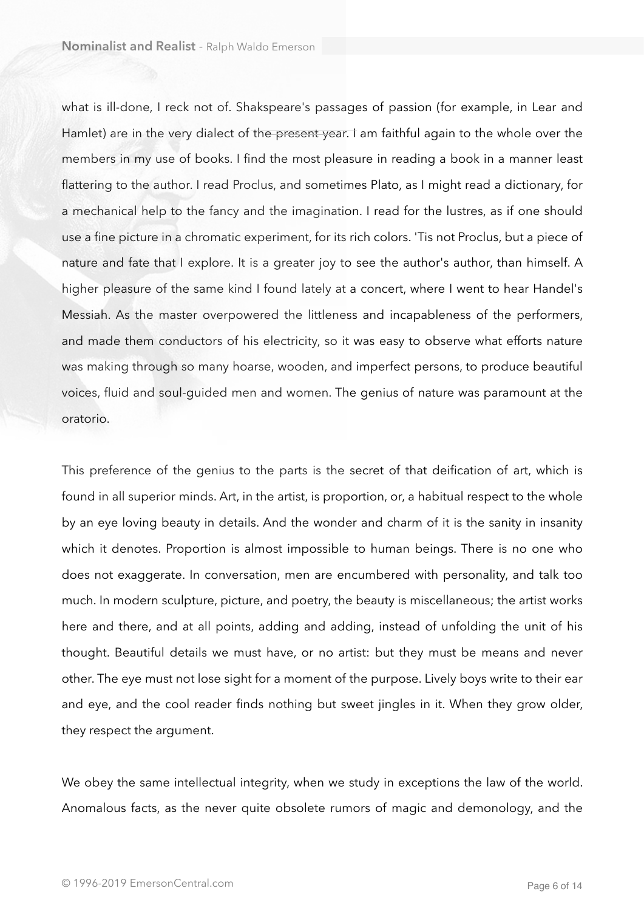what is ill-done, I reck not of. Shakspeare's passages of passion (for example, in Lear and Hamlet) are in the very dialect of the present year. I am faithful again to the whole over the members in my use of books. I find the most pleasure in reading a book in a manner least flattering to the author. I read Proclus, and sometimes Plato, as I might read a dictionary, for a mechanical help to the fancy and the imagination. I read for the lustres, as if one should use a fine picture in a chromatic experiment, for its rich colors. 'Tis not Proclus, but a piece of nature and fate that I explore. It is a greater joy to see the author's author, than himself. A higher pleasure of the same kind I found lately at a concert, where I went to hear Handel's Messiah. As the master overpowered the littleness and incapableness of the performers, and made them conductors of his electricity, so it was easy to observe what efforts nature was making through so many hoarse, wooden, and imperfect persons, to produce beautiful voices, fluid and soul-guided men and women. The genius of nature was paramount at the oratorio.

This preference of the genius to the parts is the secret of that deification of art, which is found in all superior minds. Art, in the artist, is proportion, or, a habitual respect to the whole by an eye loving beauty in details. And the wonder and charm of it is the sanity in insanity which it denotes. Proportion is almost impossible to human beings. There is no one who does not exaggerate. In conversation, men are encumbered with personality, and talk too much. In modern sculpture, picture, and poetry, the beauty is miscellaneous; the artist works here and there, and at all points, adding and adding, instead of unfolding the unit of his thought. Beautiful details we must have, or no artist: but they must be means and never other. The eye must not lose sight for a moment of the purpose. Lively boys write to their ear and eye, and the cool reader finds nothing but sweet jingles in it. When they grow older, they respect the argument.

We obey the same intellectual integrity, when we study in exceptions the law of the world. Anomalous facts, as the never quite obsolete rumors of magic and demonology, and the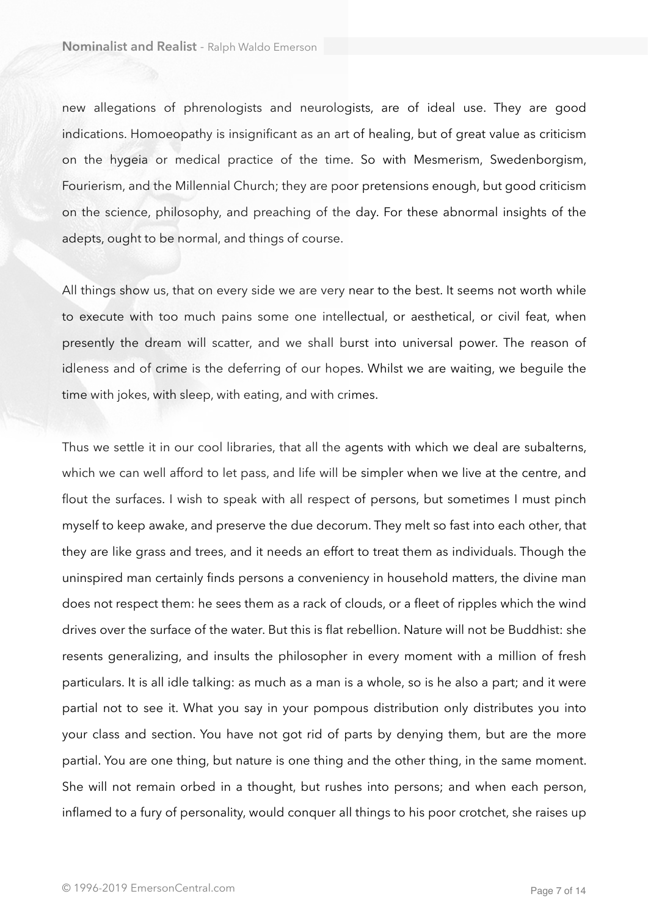new allegations of phrenologists and neurologists, are of ideal use. They are good indications. Homoeopathy is insignificant as an art of healing, but of great value as criticism on the hygeia or medical practice of the time. So with Mesmerism, Swedenborgism, Fourierism, and the Millennial Church; they are poor pretensions enough, but good criticism on the science, philosophy, and preaching of the day. For these abnormal insights of the adepts, ought to be normal, and things of course.

All things show us, that on every side we are very near to the best. It seems not worth while to execute with too much pains some one intellectual, or aesthetical, or civil feat, when presently the dream will scatter, and we shall burst into universal power. The reason of idleness and of crime is the deferring of our hopes. Whilst we are waiting, we beguile the time with jokes, with sleep, with eating, and with crimes.

Thus we settle it in our cool libraries, that all the agents with which we deal are subalterns, which we can well afford to let pass, and life will be simpler when we live at the centre, and flout the surfaces. I wish to speak with all respect of persons, but sometimes I must pinch myself to keep awake, and preserve the due decorum. They melt so fast into each other, that they are like grass and trees, and it needs an effort to treat them as individuals. Though the uninspired man certainly finds persons a conveniency in household matters, the divine man does not respect them: he sees them as a rack of clouds, or a fleet of ripples which the wind drives over the surface of the water. But this is flat rebellion. Nature will not be Buddhist: she resents generalizing, and insults the philosopher in every moment with a million of fresh particulars. It is all idle talking: as much as a man is a whole, so is he also a part; and it were partial not to see it. What you say in your pompous distribution only distributes you into your class and section. You have not got rid of parts by denying them, but are the more partial. You are one thing, but nature is one thing and the other thing, in the same moment. She will not remain orbed in a thought, but rushes into persons; and when each person, inflamed to a fury of personality, would conquer all things to his poor crotchet, she raises up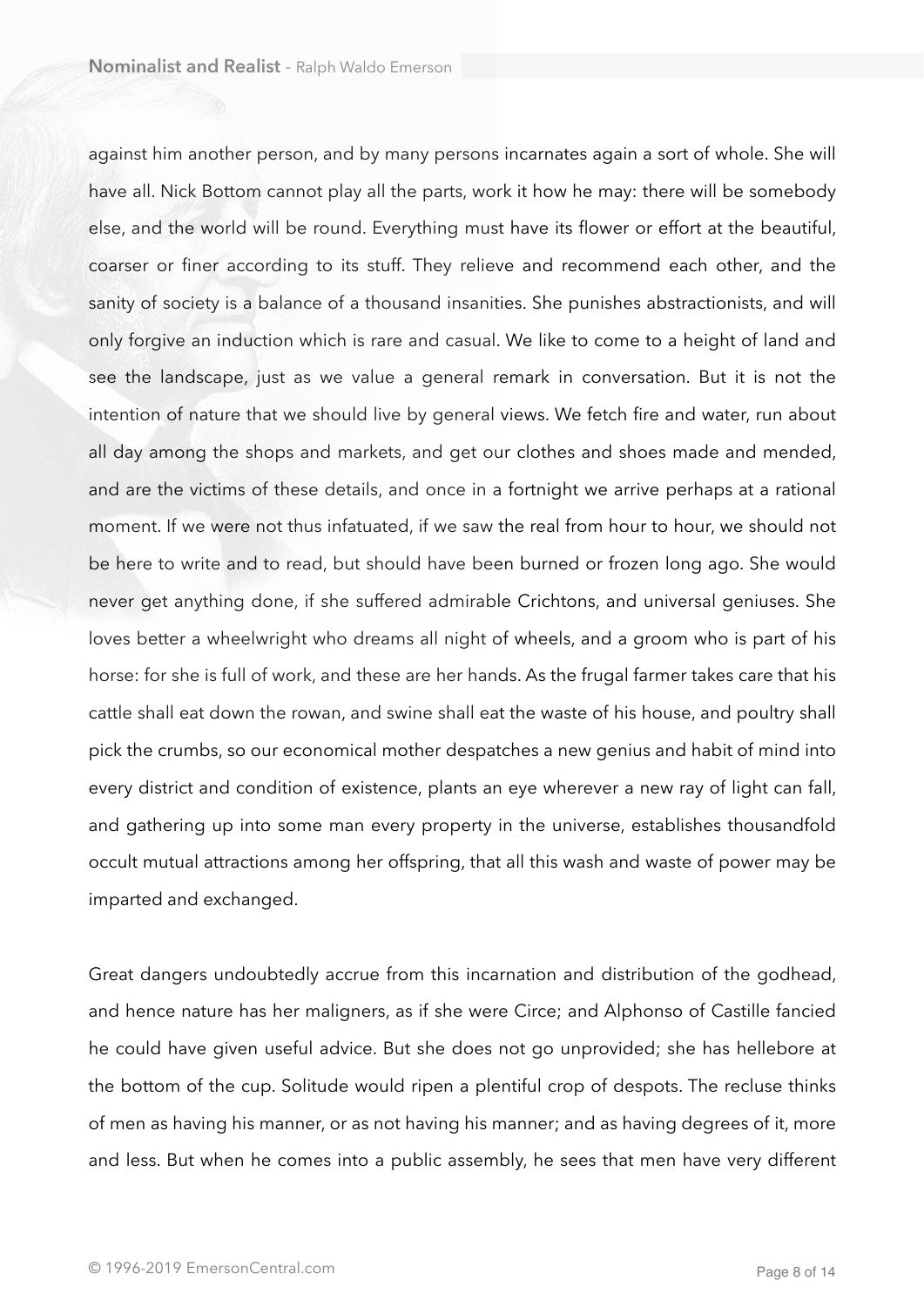against him another person, and by many persons incarnates again a sort of whole. She will have all. Nick Bottom cannot play all the parts, work it how he may: there will be somebody else, and the world will be round. Everything must have its flower or effort at the beautiful, coarser or finer according to its stuff. They relieve and recommend each other, and the sanity of society is a balance of a thousand insanities. She punishes abstractionists, and will only forgive an induction which is rare and casual. We like to come to a height of land and see the landscape, just as we value a general remark in conversation. But it is not the intention of nature that we should live by general views. We fetch fire and water, run about all day among the shops and markets, and get our clothes and shoes made and mended, and are the victims of these details, and once in a fortnight we arrive perhaps at a rational moment. If we were not thus infatuated, if we saw the real from hour to hour, we should not be here to write and to read, but should have been burned or frozen long ago. She would never get anything done, if she suffered admirable Crichtons, and universal geniuses. She loves better a wheelwright who dreams all night of wheels, and a groom who is part of his horse: for she is full of work, and these are her hands. As the frugal farmer takes care that his cattle shall eat down the rowan, and swine shall eat the waste of his house, and poultry shall pick the crumbs, so our economical mother despatches a new genius and habit of mind into every district and condition of existence, plants an eye wherever a new ray of light can fall, and gathering up into some man every property in the universe, establishes thousandfold occult mutual attractions among her offspring, that all this wash and waste of power may be imparted and exchanged.

Great dangers undoubtedly accrue from this incarnation and distribution of the godhead, and hence nature has her maligners, as if she were Circe; and Alphonso of Castille fancied he could have given useful advice. But she does not go unprovided; she has hellebore at the bottom of the cup. Solitude would ripen a plentiful crop of despots. The recluse thinks of men as having his manner, or as not having his manner; and as having degrees of it, more and less. But when he comes into a public assembly, he sees that men have very different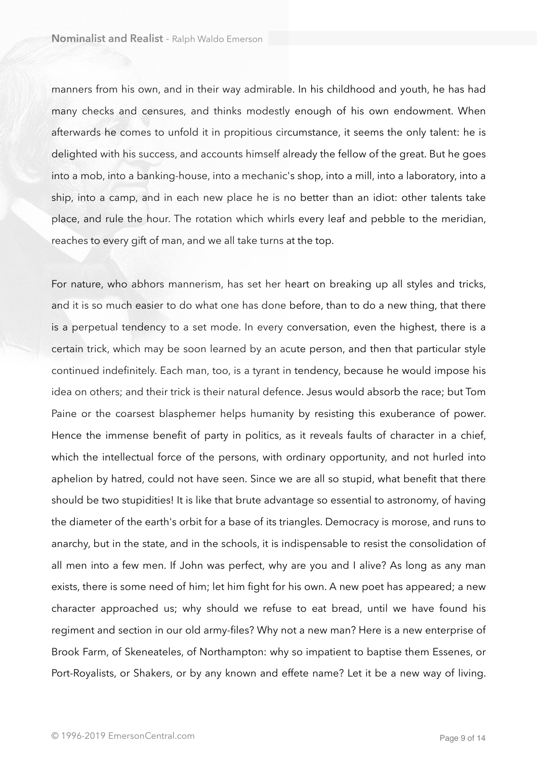manners from his own, and in their way admirable. In his childhood and youth, he has had many checks and censures, and thinks modestly enough of his own endowment. When afterwards he comes to unfold it in propitious circumstance, it seems the only talent: he is delighted with his success, and accounts himself already the fellow of the great. But he goes into a mob, into a banking-house, into a mechanic's shop, into a mill, into a laboratory, into a ship, into a camp, and in each new place he is no better than an idiot: other talents take place, and rule the hour. The rotation which whirls every leaf and pebble to the meridian, reaches to every gift of man, and we all take turns at the top.

For nature, who abhors mannerism, has set her heart on breaking up all styles and tricks, and it is so much easier to do what one has done before, than to do a new thing, that there is a perpetual tendency to a set mode. In every conversation, even the highest, there is a certain trick, which may be soon learned by an acute person, and then that particular style continued indefinitely. Each man, too, is a tyrant in tendency, because he would impose his idea on others; and their trick is their natural defence. Jesus would absorb the race; but Tom Paine or the coarsest blasphemer helps humanity by resisting this exuberance of power. Hence the immense benefit of party in politics, as it reveals faults of character in a chief, which the intellectual force of the persons, with ordinary opportunity, and not hurled into aphelion by hatred, could not have seen. Since we are all so stupid, what benefit that there should be two stupidities! It is like that brute advantage so essential to astronomy, of having the diameter of the earth's orbit for a base of its triangles. Democracy is morose, and runs to anarchy, but in the state, and in the schools, it is indispensable to resist the consolidation of all men into a few men. If John was perfect, why are you and I alive? As long as any man exists, there is some need of him; let him fight for his own. A new poet has appeared; a new character approached us; why should we refuse to eat bread, until we have found his regiment and section in our old army-files? Why not a new man? Here is a new enterprise of Brook Farm, of Skeneateles, of Northampton: why so impatient to baptise them Essenes, or Port-Royalists, or Shakers, or by any known and effete name? Let it be a new way of living.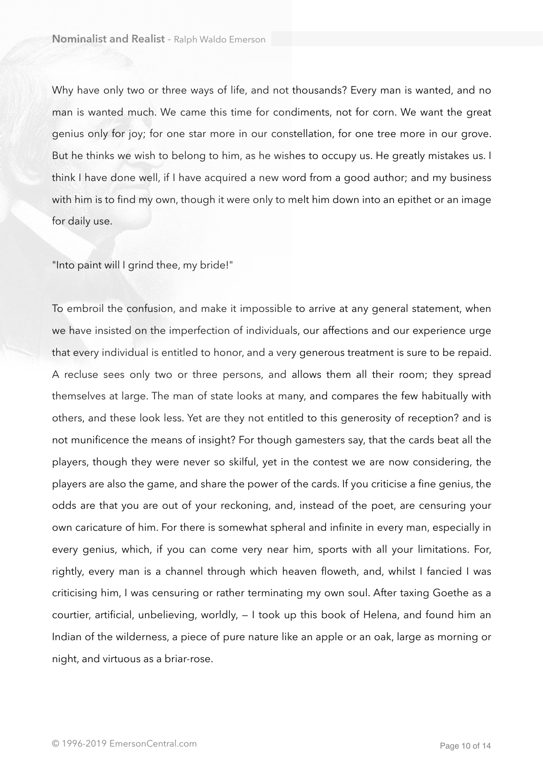Why have only two or three ways of life, and not thousands? Every man is wanted, and no man is wanted much. We came this time for condiments, not for corn. We want the great genius only for joy; for one star more in our constellation, for one tree more in our grove. But he thinks we wish to belong to him, as he wishes to occupy us. He greatly mistakes us. I think I have done well, if I have acquired a new word from a good author; and my business with him is to find my own, though it were only to melt him down into an epithet or an image for daily use.

"Into paint will I grind thee, my bride!"

To embroil the confusion, and make it impossible to arrive at any general statement, when we have insisted on the imperfection of individuals, our affections and our experience urge that every individual is entitled to honor, and a very generous treatment is sure to be repaid. A recluse sees only two or three persons, and allows them all their room; they spread themselves at large. The man of state looks at many, and compares the few habitually with others, and these look less. Yet are they not entitled to this generosity of reception? and is not munificence the means of insight? For though gamesters say, that the cards beat all the players, though they were never so skilful, yet in the contest we are now considering, the players are also the game, and share the power of the cards. If you criticise a fine genius, the odds are that you are out of your reckoning, and, instead of the poet, are censuring your own caricature of him. For there is somewhat spheral and infinite in every man, especially in every genius, which, if you can come very near him, sports with all your limitations. For, rightly, every man is a channel through which heaven floweth, and, whilst I fancied I was criticising him, I was censuring or rather terminating my own soul. After taxing Goethe as a courtier, artificial, unbelieving, worldly, — I took up this book of Helena, and found him an Indian of the wilderness, a piece of pure nature like an apple or an oak, large as morning or night, and virtuous as a briar-rose.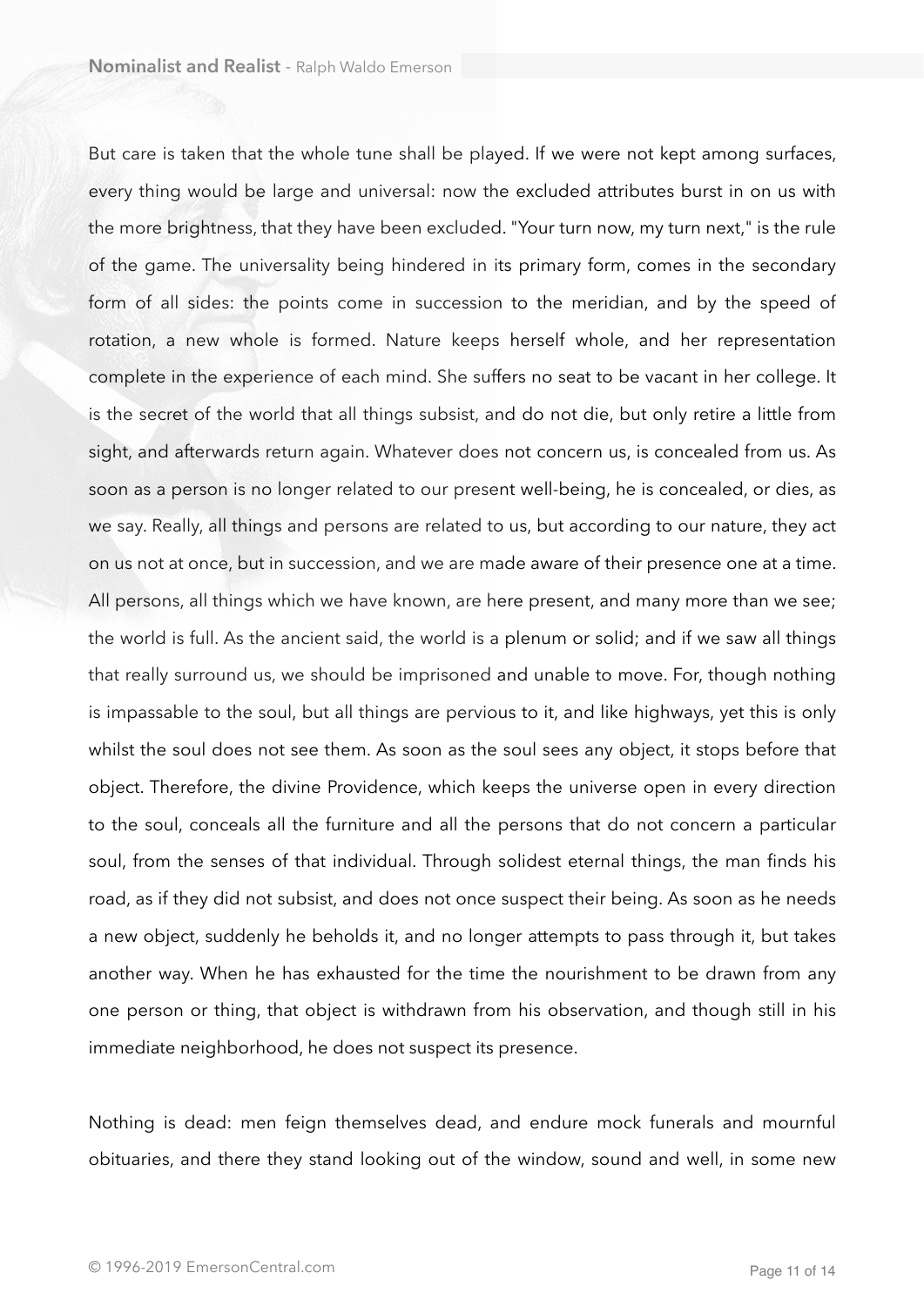But care is taken that the whole tune shall be played. If we were not kept among surfaces, every thing would be large and universal: now the excluded attributes burst in on us with the more brightness, that they have been excluded. "Your turn now, my turn next," is the rule of the game. The universality being hindered in its primary form, comes in the secondary form of all sides: the points come in succession to the meridian, and by the speed of rotation, a new whole is formed. Nature keeps herself whole, and her representation complete in the experience of each mind. She suffers no seat to be vacant in her college. It is the secret of the world that all things subsist, and do not die, but only retire a little from sight, and afterwards return again. Whatever does not concern us, is concealed from us. As soon as a person is no longer related to our present well-being, he is concealed, or dies, as we say. Really, all things and persons are related to us, but according to our nature, they act on us not at once, but in succession, and we are made aware of their presence one at a time. All persons, all things which we have known, are here present, and many more than we see; the world is full. As the ancient said, the world is a plenum or solid; and if we saw all things that really surround us, we should be imprisoned and unable to move. For, though nothing is impassable to the soul, but all things are pervious to it, and like highways, yet this is only whilst the soul does not see them. As soon as the soul sees any object, it stops before that object. Therefore, the divine Providence, which keeps the universe open in every direction to the soul, conceals all the furniture and all the persons that do not concern a particular soul, from the senses of that individual. Through solidest eternal things, the man finds his road, as if they did not subsist, and does not once suspect their being. As soon as he needs a new object, suddenly he beholds it, and no longer attempts to pass through it, but takes another way. When he has exhausted for the time the nourishment to be drawn from any one person or thing, that object is withdrawn from his observation, and though still in his immediate neighborhood, he does not suspect its presence.

Nothing is dead: men feign themselves dead, and endure mock funerals and mournful obituaries, and there they stand looking out of the window, sound and well, in some new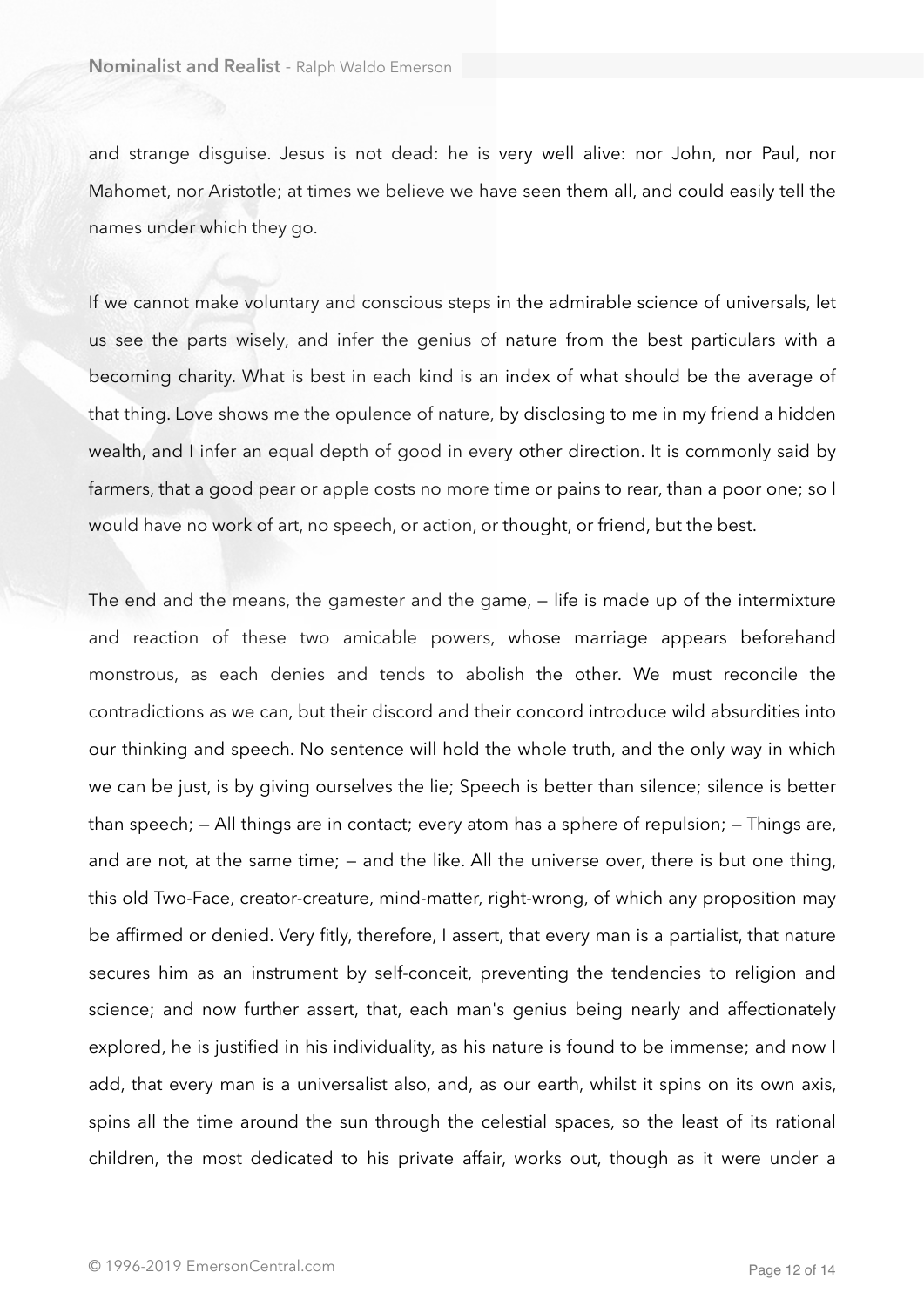and strange disguise. Jesus is not dead: he is very well alive: nor John, nor Paul, nor Mahomet, nor Aristotle; at times we believe we have seen them all, and could easily tell the names under which they go.

If we cannot make voluntary and conscious steps in the admirable science of universals, let us see the parts wisely, and infer the genius of nature from the best particulars with a becoming charity. What is best in each kind is an index of what should be the average of that thing. Love shows me the opulence of nature, by disclosing to me in my friend a hidden wealth, and I infer an equal depth of good in every other direction. It is commonly said by farmers, that a good pear or apple costs no more time or pains to rear, than a poor one; so I would have no work of art, no speech, or action, or thought, or friend, but the best.

The end and the means, the gamester and the game, — life is made up of the intermixture and reaction of these two amicable powers, whose marriage appears beforehand monstrous, as each denies and tends to abolish the other. We must reconcile the contradictions as we can, but their discord and their concord introduce wild absurdities into our thinking and speech. No sentence will hold the whole truth, and the only way in which we can be just, is by giving ourselves the lie; Speech is better than silence; silence is better than speech; — All things are in contact; every atom has a sphere of repulsion; — Things are, and are not, at the same time; — and the like. All the universe over, there is but one thing, this old Two-Face, creator-creature, mind-matter, right-wrong, of which any proposition may be affirmed or denied. Very fitly, therefore, I assert, that every man is a partialist, that nature secures him as an instrument by self-conceit, preventing the tendencies to religion and science; and now further assert, that, each man's genius being nearly and affectionately explored, he is justified in his individuality, as his nature is found to be immense; and now I add, that every man is a universalist also, and, as our earth, whilst it spins on its own axis, spins all the time around the sun through the celestial spaces, so the least of its rational children, the most dedicated to his private affair, works out, though as it were under a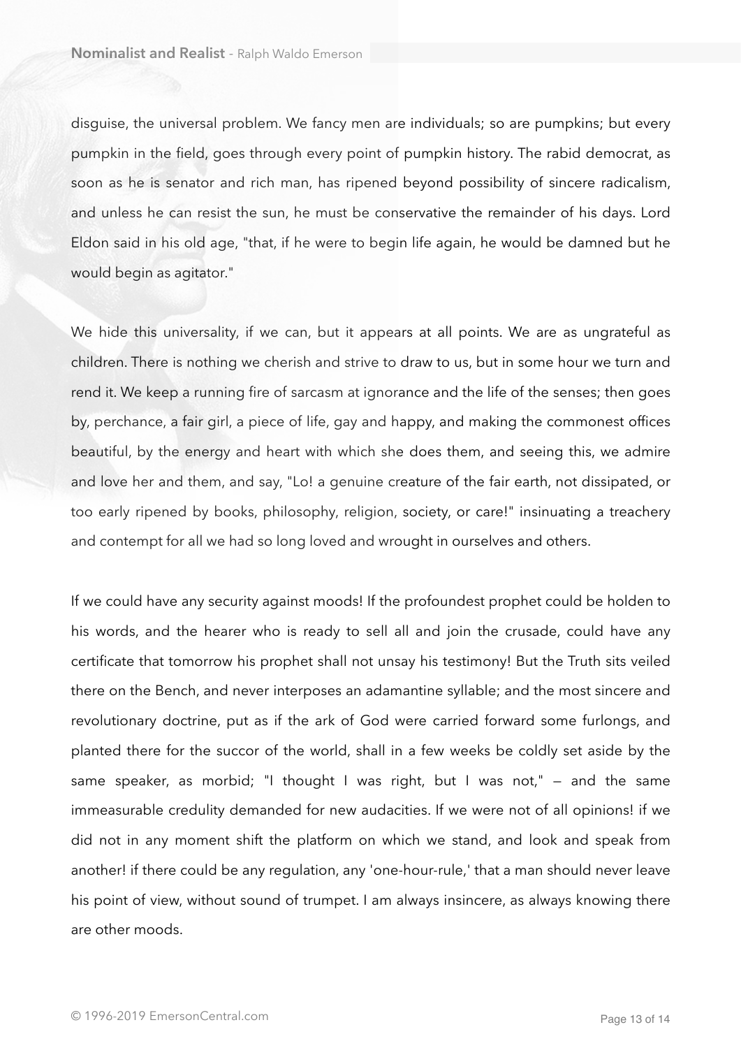disguise, the universal problem. We fancy men are individuals; so are pumpkins; but every pumpkin in the field, goes through every point of pumpkin history. The rabid democrat, as soon as he is senator and rich man, has ripened beyond possibility of sincere radicalism, and unless he can resist the sun, he must be conservative the remainder of his days. Lord Eldon said in his old age, "that, if he were to begin life again, he would be damned but he would begin as agitator."

We hide this universality, if we can, but it appears at all points. We are as ungrateful as children. There is nothing we cherish and strive to draw to us, but in some hour we turn and rend it. We keep a running fire of sarcasm at ignorance and the life of the senses; then goes by, perchance, a fair girl, a piece of life, gay and happy, and making the commonest offices beautiful, by the energy and heart with which she does them, and seeing this, we admire and love her and them, and say, "Lo! a genuine creature of the fair earth, not dissipated, or too early ripened by books, philosophy, religion, society, or care!" insinuating a treachery and contempt for all we had so long loved and wrought in ourselves and others.

If we could have any security against moods! If the profoundest prophet could be holden to his words, and the hearer who is ready to sell all and join the crusade, could have any certificate that tomorrow his prophet shall not unsay his testimony! But the Truth sits veiled there on the Bench, and never interposes an adamantine syllable; and the most sincere and revolutionary doctrine, put as if the ark of God were carried forward some furlongs, and planted there for the succor of the world, shall in a few weeks be coldly set aside by the same speaker, as morbid; "I thought I was right, but I was not," — and the same immeasurable credulity demanded for new audacities. If we were not of all opinions! if we did not in any moment shift the platform on which we stand, and look and speak from another! if there could be any regulation, any 'one-hour-rule,' that a man should never leave his point of view, without sound of trumpet. I am always insincere, as always knowing there are other moods.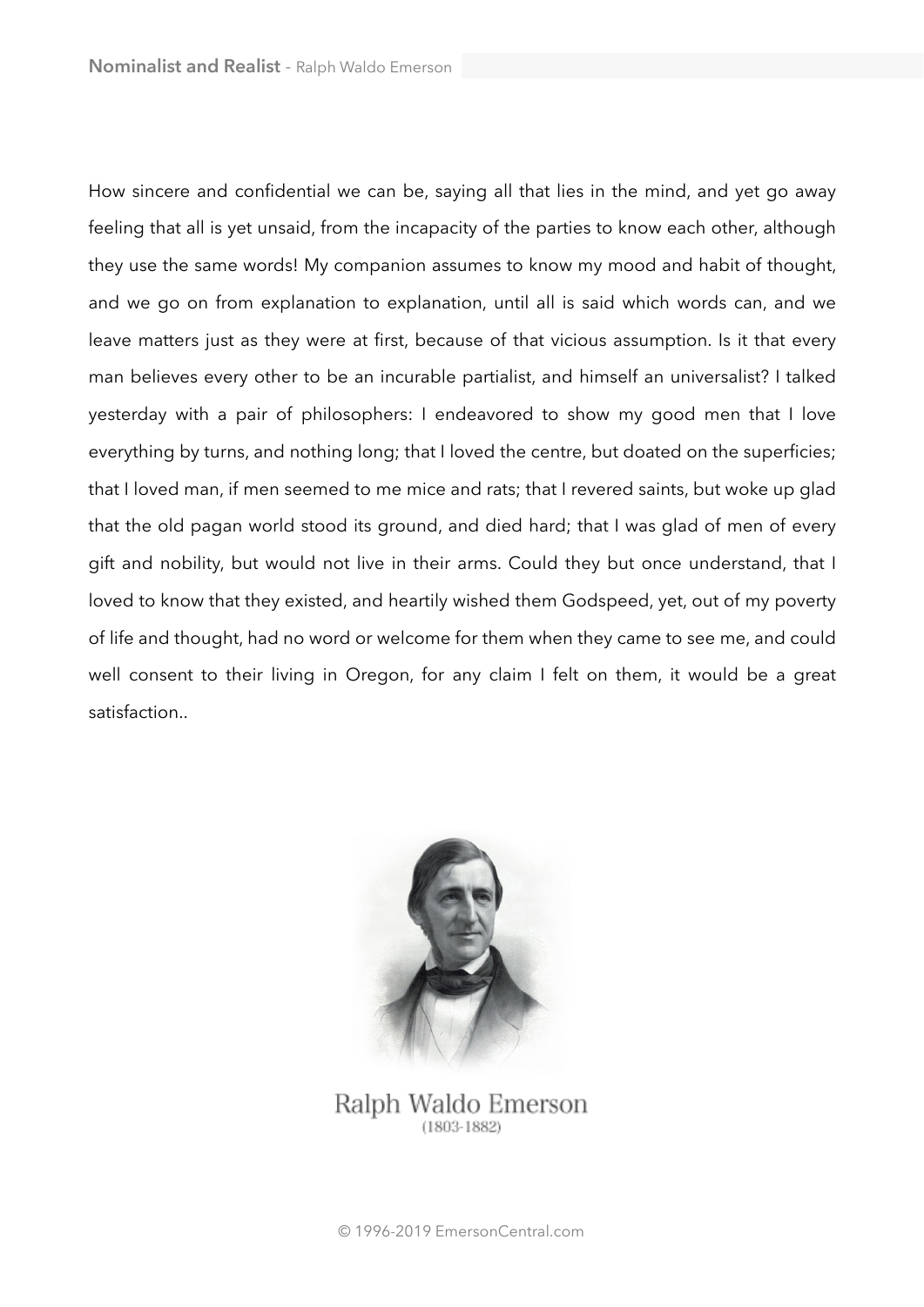How sincere and confidential we can be, saying all that lies in the mind, and yet go away feeling that all is yet unsaid, from the incapacity of the parties to know each other, although they use the same words! My companion assumes to know my mood and habit of thought, and we go on from explanation to explanation, until all is said which words can, and we leave matters just as they were at first, because of that vicious assumption. Is it that every man believes every other to be an incurable partialist, and himself an universalist? I talked yesterday with a pair of philosophers: I endeavored to show my good men that I love everything by turns, and nothing long; that I loved the centre, but doated on the superficies; that I loved man, if men seemed to me mice and rats; that I revered saints, but woke up glad that the old pagan world stood its ground, and died hard; that I was glad of men of every gift and nobility, but would not live in their arms. Could they but once understand, that I loved to know that they existed, and heartily wished them Godspeed, yet, out of my poverty of life and thought, had no word or welcome for them when they came to see me, and could well consent to their living in Oregon, for any claim I felt on them, it would be a great satisfaction..

Ralph Waldo Emerson
(1803-1882)

© 1996-2019 EmersonCentral.com